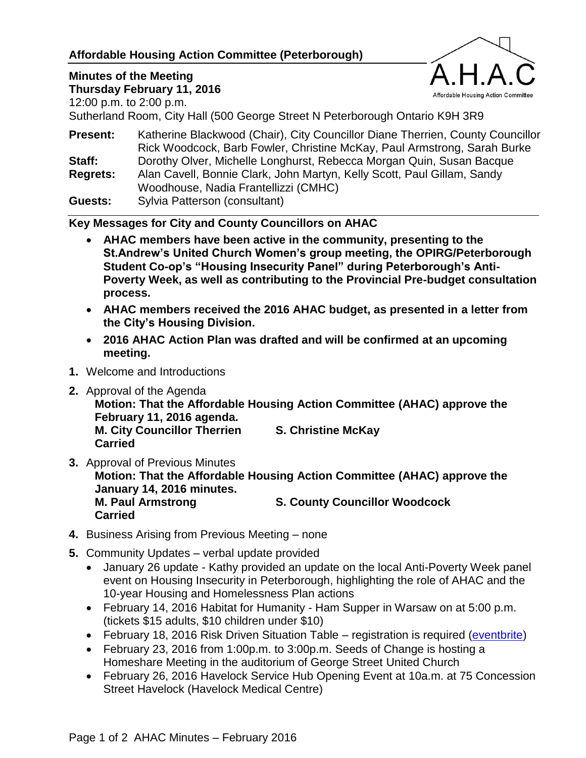# Affordable Housing Action Committee (Peterborough)

**Minutes of the Meeting**
**Thursday February 11, 2016**
12:00 p.m. to 2:00 p.m.
Sutherland Room, City Hall (500 George Street N Peterborough Ontario K9H 3R9

**Present:** Katherine Blackwood (Chair), City Councillor Diane Therrien, County Councillor Rick Woodcock, Barb Fowler, Christine McKay, Paul Armstrong, Sarah Burke
**Staff:** Dorothy Olver, Michelle Longhurst, Rebecca Morgan Quin, Susan Bacque
**Regrets:** Alan Cavell, Bonnie Clark, John Martyn, Kelly Scott, Paul Gillam, Sandy Woodhouse, Nadia Frantellizzi (CMHC)
**Guests:** Sylvia Patterson (consultant)

**Key Messages for City and County Councillors on AHAC**

- **AHAC members have been active in the community, presenting to the St.Andrew's United Church Women's group meeting, the OPIRG/Peterborough Student Co-op's "Housing Insecurity Panel" during Peterborough's Anti-Poverty Week, as well as contributing to the Provincial Pre-budget consultation process.**
- **AHAC members received the 2016 AHAC budget, as presented in a letter from the City's Housing Division.**
- **2016 AHAC Action Plan was drafted and will be confirmed at an upcoming meeting.**

1. Welcome and Introductions
2. Approval of the Agenda
   **Motion: That the Affordable Housing Action Committee (AHAC) approve the February 11, 2016 agenda.**
   **M. City Councillor Therrien S. Christine McKay**
   **Carried**
3. Approval of Previous Minutes
   **Motion: That the Affordable Housing Action Committee (AHAC) approve the January 14, 2016 minutes.**
   **M. Paul Armstrong S. County Councillor Woodcock**
   **Carried**
4. Business Arising from Previous Meeting – none
5. Community Updates – verbal update provided
   - January 26 update - Kathy provided an update on the local Anti-Poverty Week panel event on Housing Insecurity in Peterborough, highlighting the role of AHAC and the 10-year Housing and Homelessness Plan actions
   - February 14, 2016 Habitat for Humanity - Ham Supper in Warsaw on at 5:00 p.m. (tickets $15 adults, $10 children under $10)
   - February 18, 2016 Risk Driven Situation Table – registration is required (eventbrite)
   - February 23, 2016 from 1:00p.m. to 3:00p.m. Seeds of Change is hosting a Homeshare Meeting in the auditorium of George Street United Church
   - February 26, 2016 Havelock Service Hub Opening Event at 10a.m. at 75 Concession Street Havelock (Havelock Medical Centre)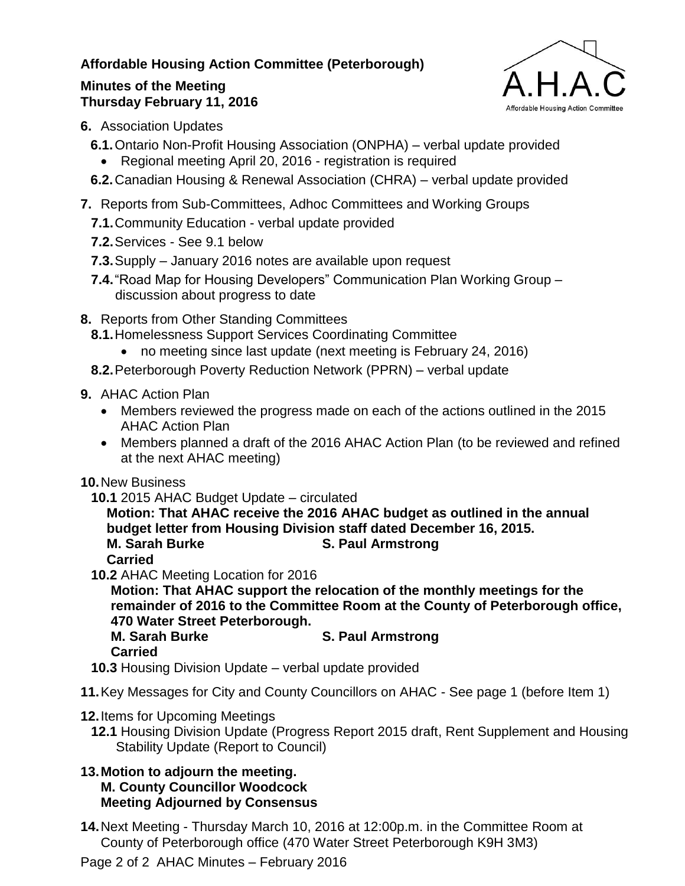**Affordable Housing Action Committee (Peterborough)**

**Minutes of the Meeting**
**Thursday February 11, 2016**

**6.** Association Updates

**6.1.** Ontario Non-Profit Housing Association (ONPHA) – verbal update provided

- Regional meeting April 20, 2016 - registration is required

**6.2.** Canadian Housing & Renewal Association (CHRA) – verbal update provided

**7.** Reports from Sub-Committees, Adhoc Committees and Working Groups

**7.1.** Community Education - verbal update provided

**7.2.** Services - See 9.1 below

**7.3.** Supply – January 2016 notes are available upon request

**7.4.** "Road Map for Housing Developers" Communication Plan Working Group – discussion about progress to date

**8.** Reports from Other Standing Committees

**8.1.** Homelessness Support Services Coordinating Committee

- no meeting since last update (next meeting is February 24, 2016)

**8.2.** Peterborough Poverty Reduction Network (PPRN) – verbal update

**9.** AHAC Action Plan

- Members reviewed the progress made on each of the actions outlined in the 2015 AHAC Action Plan
- Members planned a draft of the 2016 AHAC Action Plan (to be reviewed and refined at the next AHAC meeting)

**10.** New Business

**10.1** 2015 AHAC Budget Update – circulated

**Motion: That AHAC receive the 2016 AHAC budget as outlined in the annual budget letter from Housing Division staff dated December 16, 2015.**
**M. Sarah Burke S. Paul Armstrong**
**Carried**

**10.2** AHAC Meeting Location for 2016

**Motion: That AHAC support the relocation of the monthly meetings for the remainder of 2016 to the Committee Room at the County of Peterborough office, 470 Water Street Peterborough.**
**M. Sarah Burke S. Paul Armstrong**
**Carried**

**10.3** Housing Division Update – verbal update provided

**11.** Key Messages for City and County Councillors on AHAC - See page 1 (before Item 1)

**12.** Items for Upcoming Meetings

**12.1** Housing Division Update (Progress Report 2015 draft, Rent Supplement and Housing Stability Update (Report to Council)

**13. Motion to adjourn the meeting.**
**M. County Councillor Woodcock**
**Meeting Adjourned by Consensus**

**14.** Next Meeting - Thursday March 10, 2016 at 12:00p.m. in the Committee Room at County of Peterborough office (470 Water Street Peterborough K9H 3M3)